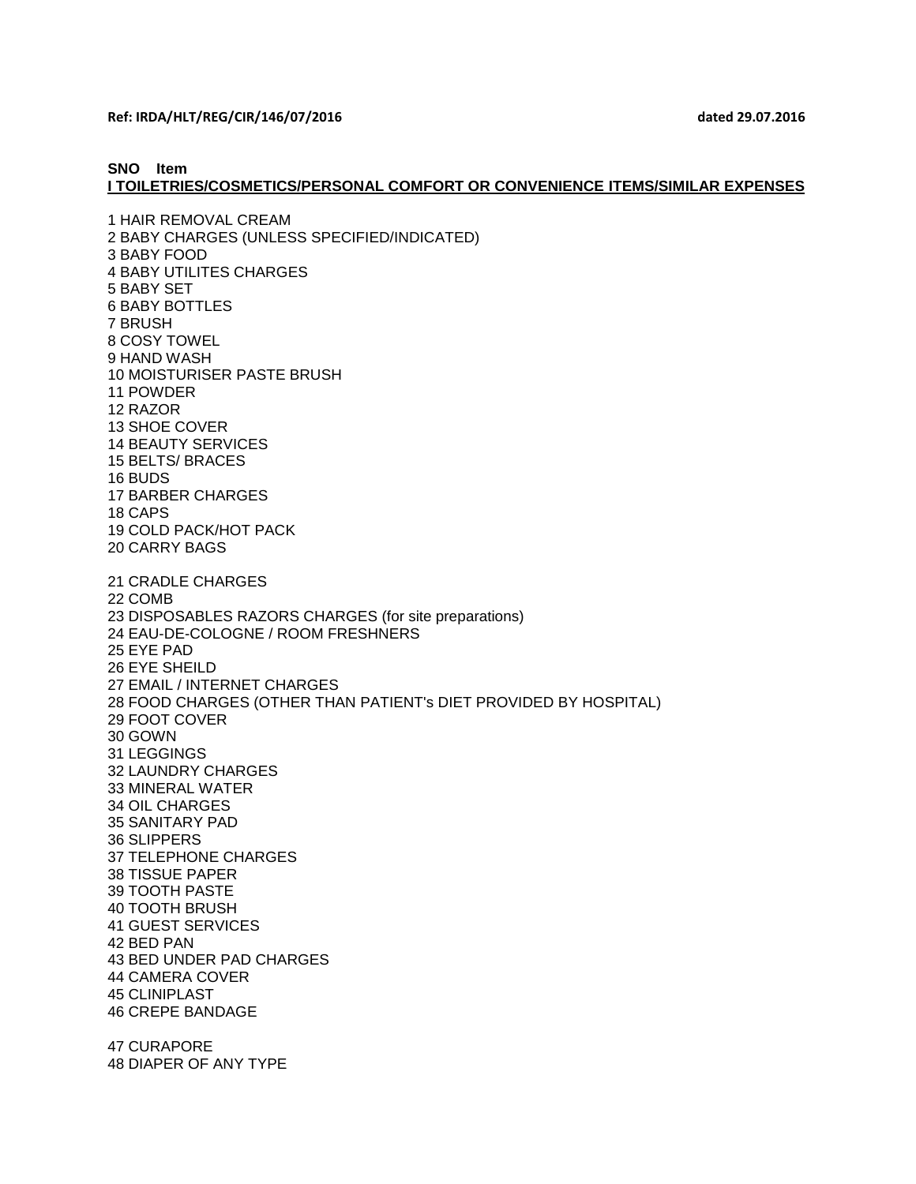**Ref: IRDA/HLT/REG/CIR/146/07/2016** **dated 29.07.2016**

**SNO Item**

**I TOILETRIES/COSMETICS/PERSONAL COMFORT OR CONVENIENCE ITEMS/SIMILAR EXPENSES**

1 HAIR REMOVAL CREAM
2 BABY CHARGES (UNLESS SPECIFIED/INDICATED)
3 BABY FOOD
4 BABY UTILITES CHARGES
5 BABY SET
6 BABY BOTTLES
7 BRUSH
8 COSY TOWEL
9 HAND WASH
10 MOISTURISER PASTE BRUSH
11 POWDER
12 RAZOR
13 SHOE COVER
14 BEAUTY SERVICES
15 BELTS/ BRACES
16 BUDS
17 BARBER CHARGES
18 CAPS
19 COLD PACK/HOT PACK
20 CARRY BAGS

21 CRADLE CHARGES
22 COMB
23 DISPOSABLES RAZORS CHARGES (for site preparations)
24 EAU-DE-COLOGNE / ROOM FRESHNERS
25 EYE PAD
26 EYE SHEILD
27 EMAIL / INTERNET CHARGES
28 FOOD CHARGES (OTHER THAN PATIENT's DIET PROVIDED BY HOSPITAL)
29 FOOT COVER
30 GOWN
31 LEGGINGS
32 LAUNDRY CHARGES
33 MINERAL WATER
34 OIL CHARGES
35 SANITARY PAD
36 SLIPPERS
37 TELEPHONE CHARGES
38 TISSUE PAPER
39 TOOTH PASTE
40 TOOTH BRUSH
41 GUEST SERVICES
42 BED PAN
43 BED UNDER PAD CHARGES
44 CAMERA COVER
45 CLINIPLAST
46 CREPE BANDAGE

47 CURAPORE
48 DIAPER OF ANY TYPE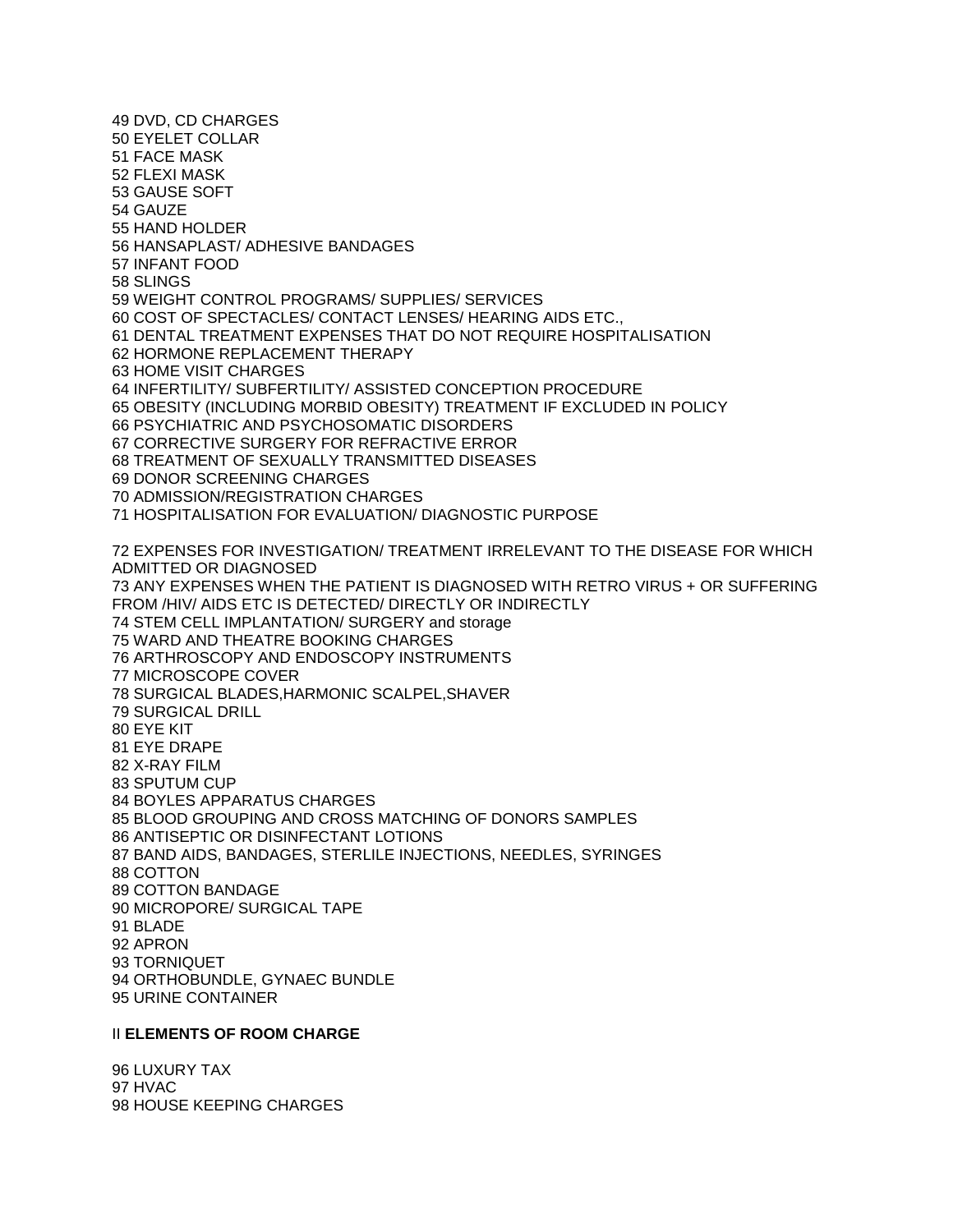49 DVD, CD CHARGES
50 EYELET COLLAR
51 FACE MASK
52 FLEXI MASK
53 GAUSE SOFT
54 GAUZE
55 HAND HOLDER
56 HANSAPLAST/ ADHESIVE BANDAGES
57 INFANT FOOD
58 SLINGS
59 WEIGHT CONTROL PROGRAMS/ SUPPLIES/ SERVICES
60 COST OF SPECTACLES/ CONTACT LENSES/ HEARING AIDS ETC.,
61 DENTAL TREATMENT EXPENSES THAT DO NOT REQUIRE HOSPITALISATION
62 HORMONE REPLACEMENT THERAPY
63 HOME VISIT CHARGES
64 INFERTILITY/ SUBFERTILITY/ ASSISTED CONCEPTION PROCEDURE
65 OBESITY (INCLUDING MORBID OBESITY) TREATMENT IF EXCLUDED IN POLICY
66 PSYCHIATRIC AND PSYCHOSOMATIC DISORDERS
67 CORRECTIVE SURGERY FOR REFRACTIVE ERROR
68 TREATMENT OF SEXUALLY TRANSMITTED DISEASES
69 DONOR SCREENING CHARGES
70 ADMISSION/REGISTRATION CHARGES
71 HOSPITALISATION FOR EVALUATION/ DIAGNOSTIC PURPOSE

72 EXPENSES FOR INVESTIGATION/ TREATMENT IRRELEVANT TO THE DISEASE FOR WHICH ADMITTED OR DIAGNOSED
73 ANY EXPENSES WHEN THE PATIENT IS DIAGNOSED WITH RETRO VIRUS + OR SUFFERING FROM /HIV/ AIDS ETC IS DETECTED/ DIRECTLY OR INDIRECTLY
74 STEM CELL IMPLANTATION/ SURGERY and storage
75 WARD AND THEATRE BOOKING CHARGES
76 ARTHROSCOPY AND ENDOSCOPY INSTRUMENTS
77 MICROSCOPE COVER
78 SURGICAL BLADES,HARMONIC SCALPEL,SHAVER
79 SURGICAL DRILL
80 EYE KIT
81 EYE DRAPE
82 X-RAY FILM
83 SPUTUM CUP
84 BOYLES APPARATUS CHARGES
85 BLOOD GROUPING AND CROSS MATCHING OF DONORS SAMPLES
86 ANTISEPTIC OR DISINFECTANT LOTIONS
87 BAND AIDS, BANDAGES, STERLILE INJECTIONS, NEEDLES, SYRINGES
88 COTTON
89 COTTON BANDAGE
90 MICROPORE/ SURGICAL TAPE
91 BLADE
92 APRON
93 TORNIQUET
94 ORTHOBUNDLE, GYNAEC BUNDLE
95 URINE CONTAINER

II **ELEMENTS OF ROOM CHARGE**

96 LUXURY TAX
97 HVAC
98 HOUSE KEEPING CHARGES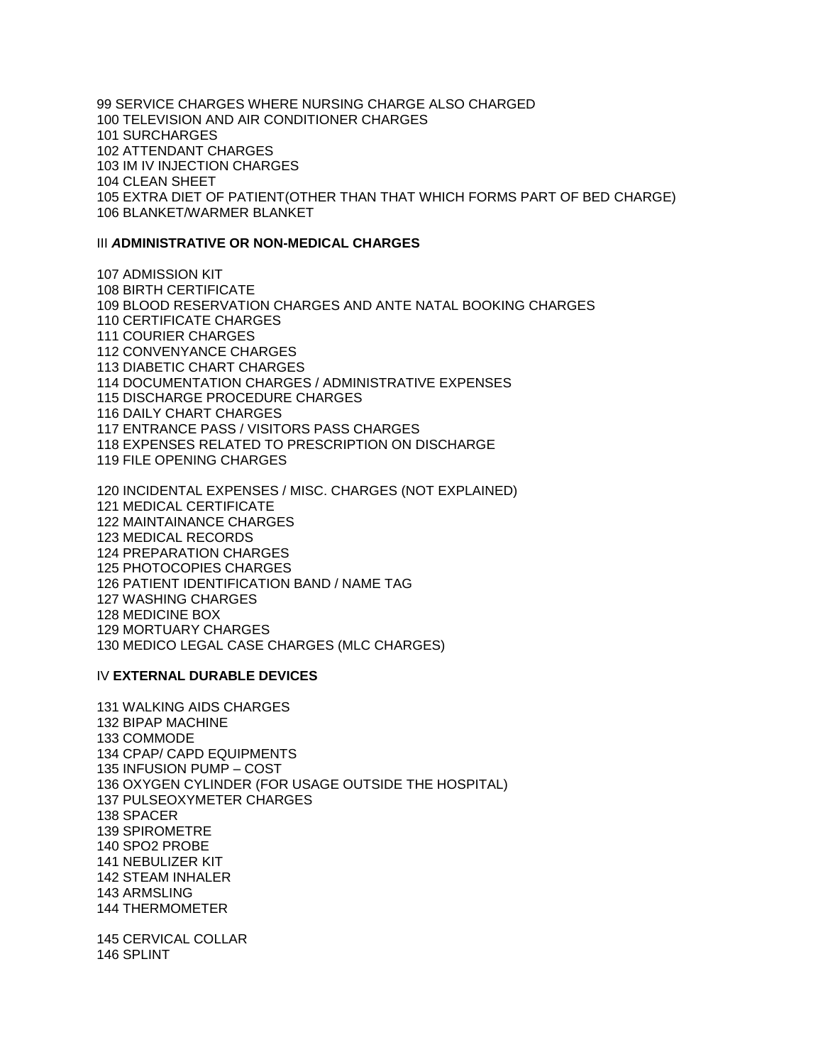99 SERVICE CHARGES WHERE NURSING CHARGE ALSO CHARGED
100 TELEVISION AND AIR CONDITIONER CHARGES
101 SURCHARGES
102 ATTENDANT CHARGES
103 IM IV INJECTION CHARGES
104 CLEAN SHEET
105 EXTRA DIET OF PATIENT(OTHER THAN THAT WHICH FORMS PART OF BED CHARGE)
106 BLANKET/WARMER BLANKET

III ***A*DMINISTRATIVE OR NON-MEDICAL CHARGES**

107 ADMISSION KIT
108 BIRTH CERTIFICATE
109 BLOOD RESERVATION CHARGES AND ANTE NATAL BOOKING CHARGES
110 CERTIFICATE CHARGES
111 COURIER CHARGES
112 CONVENYANCE CHARGES
113 DIABETIC CHART CHARGES
114 DOCUMENTATION CHARGES / ADMINISTRATIVE EXPENSES
115 DISCHARGE PROCEDURE CHARGES
116 DAILY CHART CHARGES
117 ENTRANCE PASS / VISITORS PASS CHARGES
118 EXPENSES RELATED TO PRESCRIPTION ON DISCHARGE
119 FILE OPENING CHARGES

120 INCIDENTAL EXPENSES / MISC. CHARGES (NOT EXPLAINED)
121 MEDICAL CERTIFICATE
122 MAINTAINANCE CHARGES
123 MEDICAL RECORDS
124 PREPARATION CHARGES
125 PHOTOCOPIES CHARGES
126 PATIENT IDENTIFICATION BAND / NAME TAG
127 WASHING CHARGES
128 MEDICINE BOX
129 MORTUARY CHARGES
130 MEDICO LEGAL CASE CHARGES (MLC CHARGES)

IV **EXTERNAL DURABLE DEVICES**

131 WALKING AIDS CHARGES
132 BIPAP MACHINE
133 COMMODE
134 CPAP/ CAPD EQUIPMENTS
135 INFUSION PUMP – COST
136 OXYGEN CYLINDER (FOR USAGE OUTSIDE THE HOSPITAL)
137 PULSEOXYMETER CHARGES
138 SPACER
139 SPIROMETRE
140 SPO2 PROBE
141 NEBULIZER KIT
142 STEAM INHALER
143 ARMSLING
144 THERMOMETER

145 CERVICAL COLLAR
146 SPLINT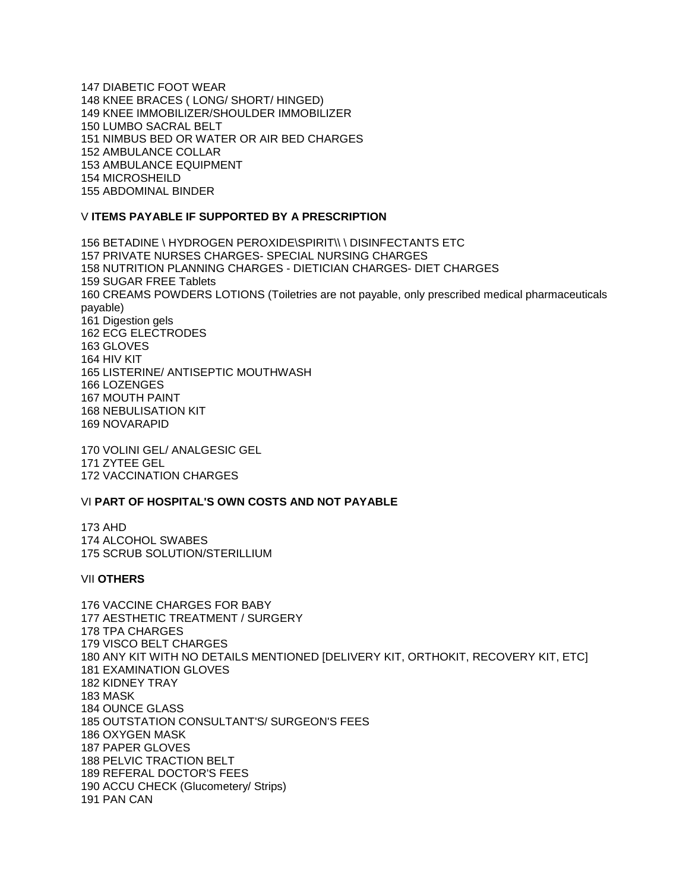147 DIABETIC FOOT WEAR  
148 KNEE BRACES ( LONG/ SHORT/ HINGED)  
149 KNEE IMMOBILIZER/SHOULDER IMMOBILIZER  
150 LUMBO SACRAL BELT  
151 NIMBUS BED OR WATER OR AIR BED CHARGES  
152 AMBULANCE COLLAR  
153 AMBULANCE EQUIPMENT  
154 MICROSHEILD  
155 ABDOMINAL BINDER

V **ITEMS PAYABLE IF SUPPORTED BY A PRESCRIPTION**

156 BETADINE \ HYDROGEN PEROXIDE\SPIRIT\\ \ DISINFECTANTS ETC  
157 PRIVATE NURSES CHARGES- SPECIAL NURSING CHARGES  
158 NUTRITION PLANNING CHARGES - DIETICIAN CHARGES- DIET CHARGES  
159 SUGAR FREE Tablets  
160 CREAMS POWDERS LOTIONS (Toiletries are not payable, only prescribed medical pharmaceuticals payable)  
161 Digestion gels  
162 ECG ELECTRODES  
163 GLOVES  
164 HIV KIT  
165 LISTERINE/ ANTISEPTIC MOUTHWASH  
166 LOZENGES  
167 MOUTH PAINT  
168 NEBULISATION KIT  
169 NOVARAPID

170 VOLINI GEL/ ANALGESIC GEL  
171 ZYTEE GEL  
172 VACCINATION CHARGES

VI **PART OF HOSPITAL'S OWN COSTS AND NOT PAYABLE**

173 AHD  
174 ALCOHOL SWABES  
175 SCRUB SOLUTION/STERILLIUM

VII **OTHERS**

176 VACCINE CHARGES FOR BABY  
177 AESTHETIC TREATMENT / SURGERY  
178 TPA CHARGES  
179 VISCO BELT CHARGES  
180 ANY KIT WITH NO DETAILS MENTIONED [DELIVERY KIT, ORTHOKIT, RECOVERY KIT, ETC]  
181 EXAMINATION GLOVES  
182 KIDNEY TRAY  
183 MASK  
184 OUNCE GLASS  
185 OUTSTATION CONSULTANT'S/ SURGEON'S FEES  
186 OXYGEN MASK  
187 PAPER GLOVES  
188 PELVIC TRACTION BELT  
189 REFERAL DOCTOR'S FEES  
190 ACCU CHECK (Glucometery/ Strips)  
191 PAN CAN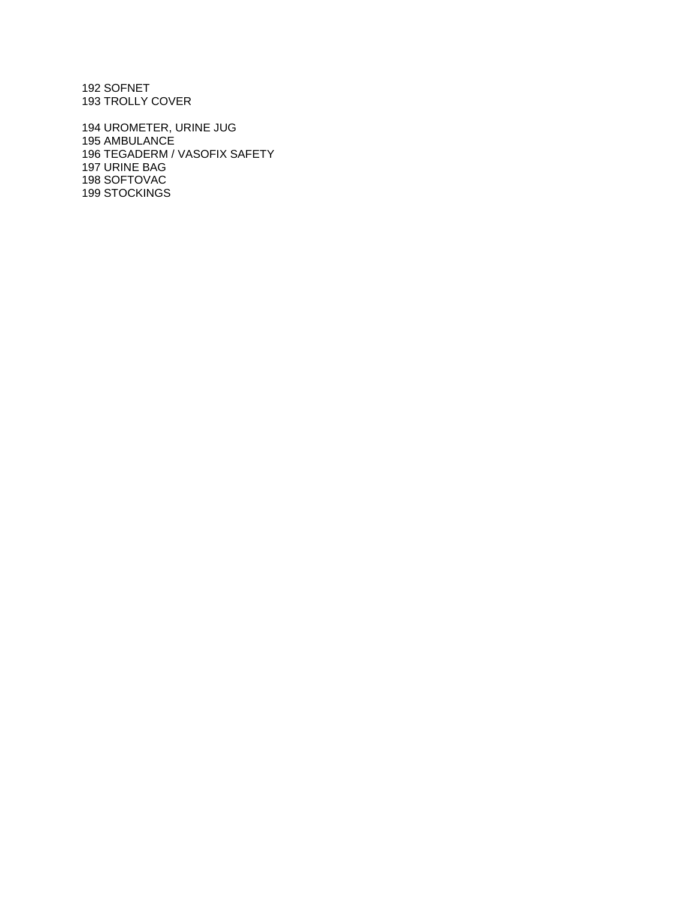192 SOFNET
193 TROLLY COVER

194 UROMETER, URINE JUG
195 AMBULANCE
196 TEGADERM / VASOFIX SAFETY
197 URINE BAG
198 SOFTOVAC
199 STOCKINGS